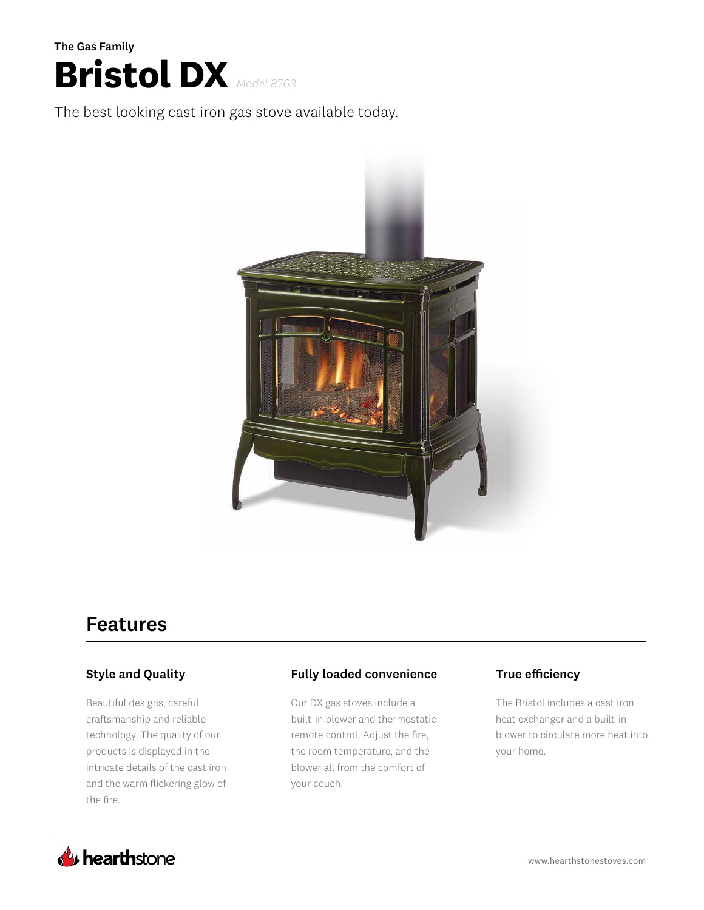**The Gas Family**

# Bristol DX *Model 8763*

The best looking cast iron gas stove available today.

## Features

### Style and Quality

Beautiful designs, careful craftsmanship and reliable technology. The quality of our products is displayed in the intricate details of the cast iron and the warm flickering glow of the fire.

### Fully loaded convenience

Our DX gas stoves include a built-in blower and thermostatic remote control. Adjust the fire, the room temperature, and the blower all from the comfort of your couch.

### True efficiency

The Bristol includes a cast iron heat exchanger and a built-in blower to circulate more heat into your home.

hearthstone

www.hearthstonestoves.com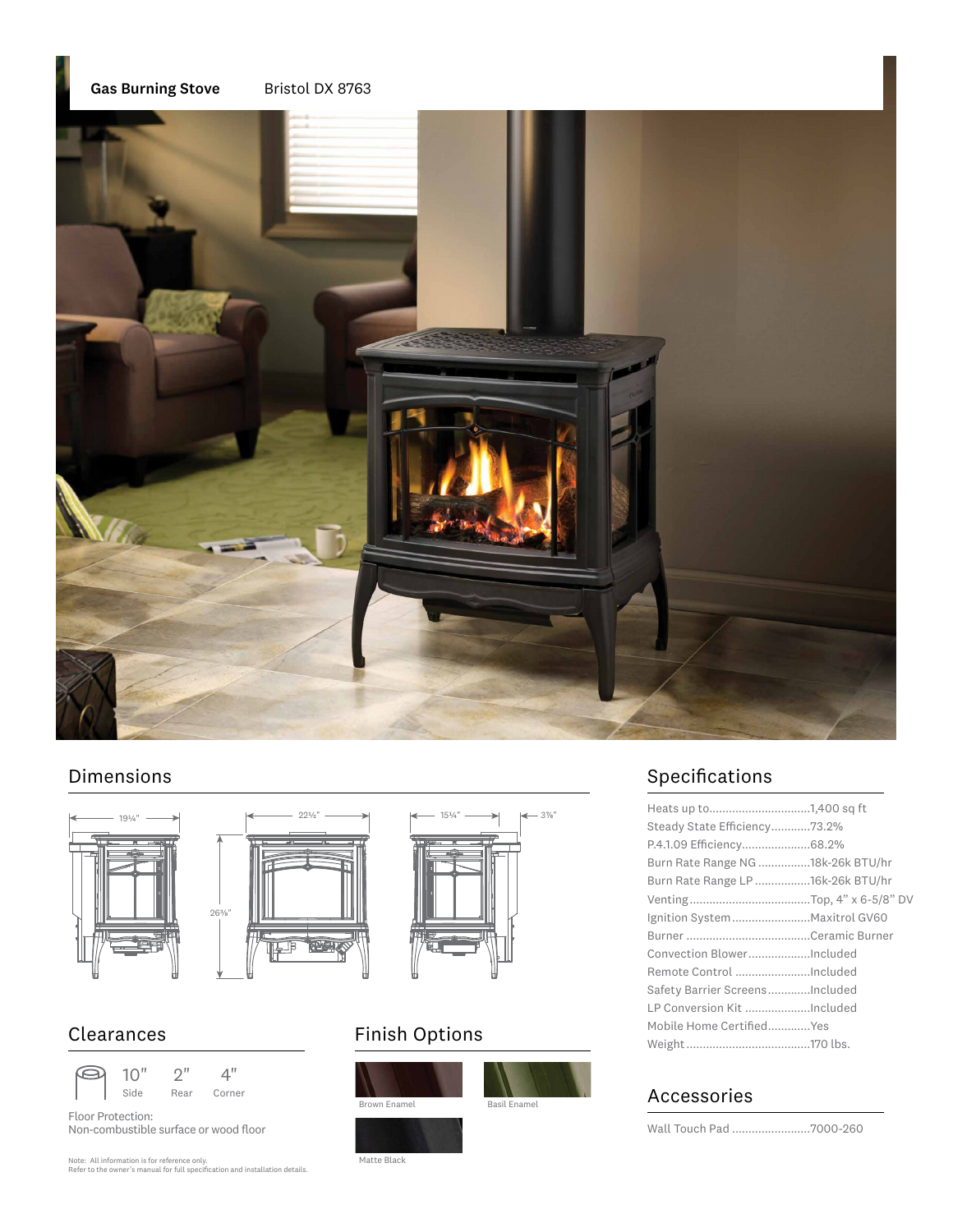**Gas Burning Stove** Bristol DX 8763

## Dimensions

19¼"

22½"

26⅜"

15¼"

3⅞"

## Specifications

| | |
|---|---|
| Heats up to | 1,400 sq ft |
| Steady State Efficiency | 73.2% |
| P.4.1.09 Efficiency | 68.2% |
| Burn Rate Range NG | 18k-26k BTU/hr |
| Burn Rate Range LP | 16k-26k BTU/hr |
| Venting | Top, 4" x 6-5/8" DV |
| Ignition System | Maxitrol GV60 |
| Burner | Ceramic Burner |
| Convection Blower | Included |
| Remote Control | Included |
| Safety Barrier Screens | Included |
| LP Conversion Kit | Included |
| Mobile Home Certified | Yes |
| Weight | 170 lbs. |

## Clearances

| 10" | 2" | 4" |
|---|---|---|
| Side | Rear | Corner |

Floor Protection:
Non-combustible surface or wood floor

## Finish Options

Brown Enamel

Basil Enamel

Matte Black

## Accessories

| | |
|---|---|
| Wall Touch Pad | 7000-260 |

Note: All information is for reference only.
Refer to the owner's manual for full specification and installation details.